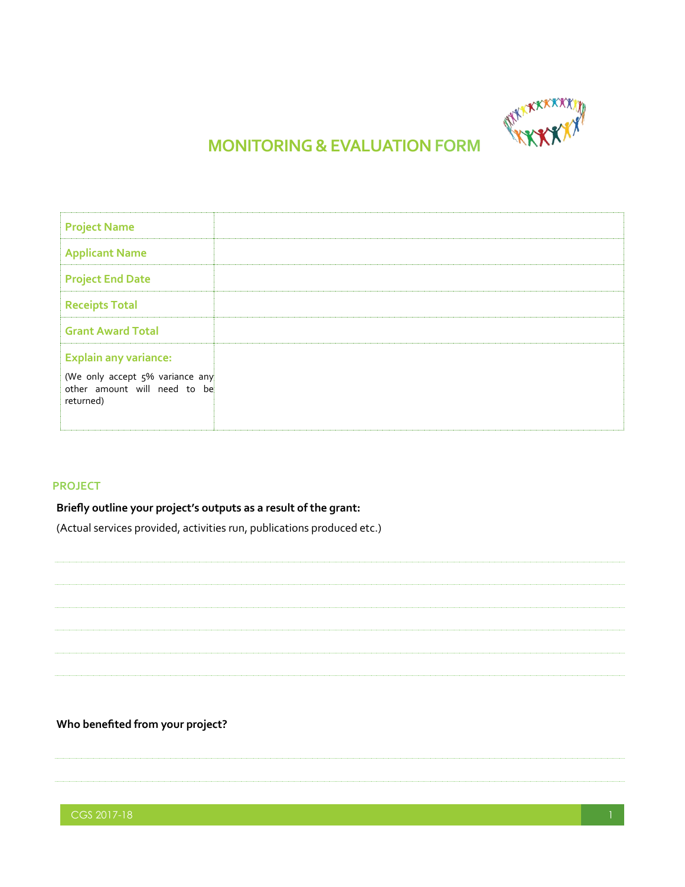# MONITORING & EVALUATION FORM

| Project Name | |
|---|---|
| Applicant Name | |
| Project End Date | |
| Receipts Total | |
| Grant Award Total | |
| **Explain any variance:** (We only accept 5% variance any other amount will need to be returned) | |

## PROJECT

**Briefly outline your project's outputs as a result of the grant:**

(Actual services provided, activities run, publications produced etc.)

**Who benefited from your project?**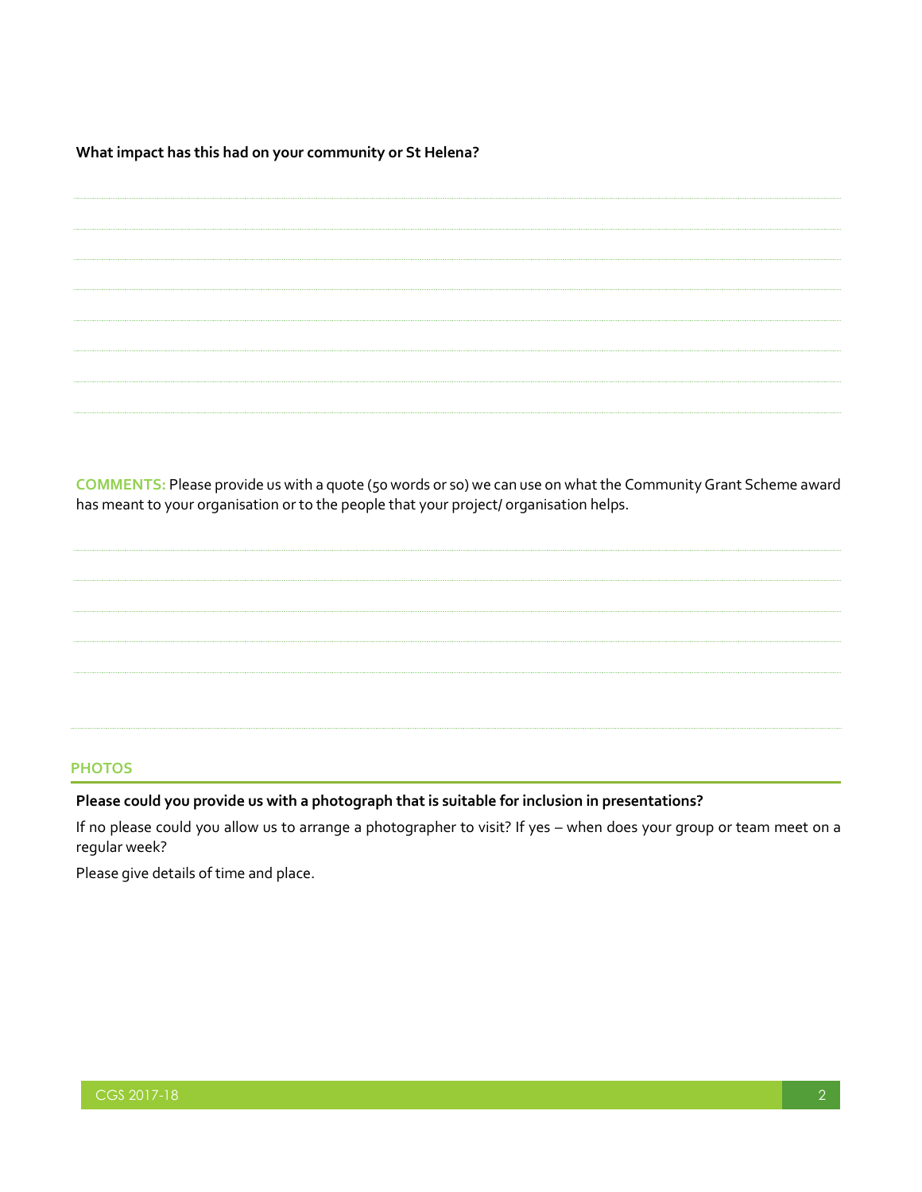**What impact has this had on your community or St Helena?**

**COMMENTS:** Please provide us with a quote (50 words or so) we can use on what the Community Grant Scheme award has meant to your organisation or to the people that your project/ organisation helps.

## PHOTOS

**Please could you provide us with a photograph that is suitable for inclusion in presentations?**

If no please could you allow us to arrange a photographer to visit? If yes – when does your group or team meet on a regular week?

Please give details of time and place.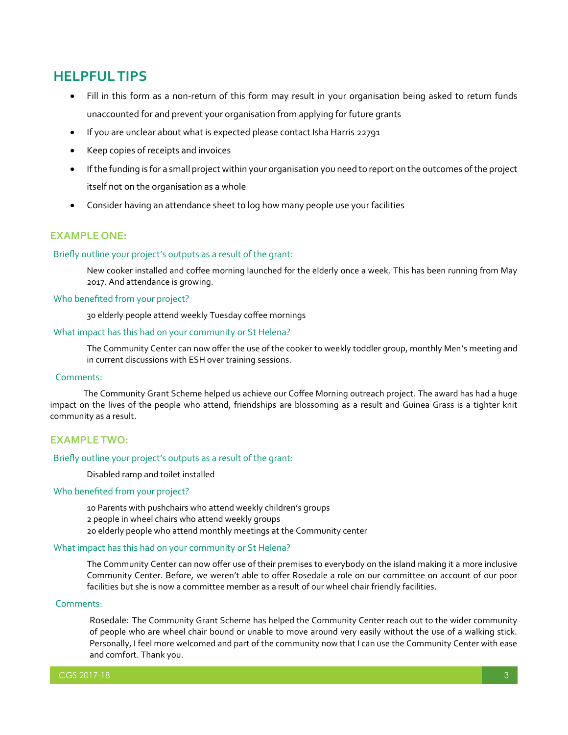## HELPFUL TIPS

- Fill in this form as a non-return of this form may result in your organisation being asked to return funds unaccounted for and prevent your organisation from applying for future grants
- If you are unclear about what is expected please contact Isha Harris 22791
- Keep copies of receipts and invoices
- If the funding is for a small project within your organisation you need to report on the outcomes of the project itself not on the organisation as a whole
- Consider having an attendance sheet to log how many people use your facilities

### EXAMPLE ONE:

Briefly outline your project's outputs as a result of the grant:

New cooker installed and coffee morning launched for the elderly once a week. This has been running from May 2017. And attendance is growing.

Who benefited from your project?

30 elderly people attend weekly Tuesday coffee mornings

What impact has this had on your community or St Helena?

The Community Center can now offer the use of the cooker to weekly toddler group, monthly Men's meeting and in current discussions with ESH over training sessions.

Comments:

The Community Grant Scheme helped us achieve our Coffee Morning outreach project. The award has had a huge impact on the lives of the people who attend, friendships are blossoming as a result and Guinea Grass is a tighter knit community as a result.

### EXAMPLE TWO:

Briefly outline your project's outputs as a result of the grant:

Disabled ramp and toilet installed

Who benefited from your project?

10 Parents with pushchairs who attend weekly children's groups
2 people in wheel chairs who attend weekly groups
20 elderly people who attend monthly meetings at the Community center

What impact has this had on your community or St Helena?

The Community Center can now offer use of their premises to everybody on the island making it a more inclusive Community Center. Before, we weren't able to offer Rosedale a role on our committee on account of our poor facilities but she is now a committee member as a result of our wheel chair friendly facilities.

Comments:

Rosedale: The Community Grant Scheme has helped the Community Center reach out to the wider community of people who are wheel chair bound or unable to move around very easily without the use of a walking stick. Personally, I feel more welcomed and part of the community now that I can use the Community Center with ease and comfort. Thank you.